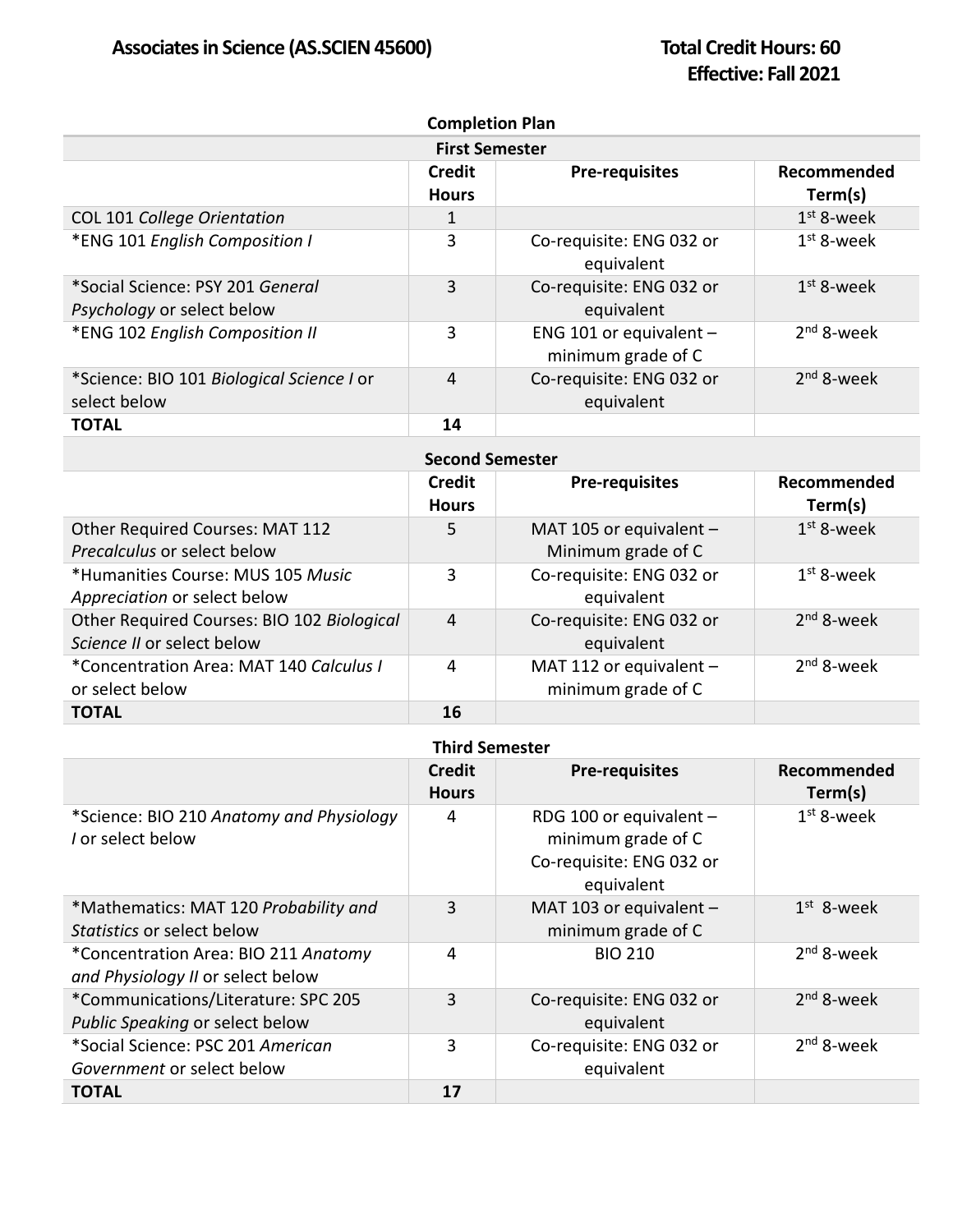# Associates in Science (AS.SCIEN 45600)

**Total Credit Hours: 60**
**Effective: Fall 2021**

## Completion Plan

### First Semester

| | Credit Hours | Pre-requisites | Recommended Term(s) |
|---|---|---|---|
| COL 101 *College Orientation* | 1 | | 1st 8-week |
| *ENG 101 *English Composition I* | 3 | Co-requisite: ENG 032 or equivalent | 1st 8-week |
| *Social Science: PSY 201 *General Psychology* or select below | 3 | Co-requisite: ENG 032 or equivalent | 1st 8-week |
| *ENG 102 *English Composition II* | 3 | ENG 101 or equivalent – minimum grade of C | 2nd 8-week |
| *Science: BIO 101 *Biological Science I* or select below | 4 | Co-requisite: ENG 032 or equivalent | 2nd 8-week |
| **TOTAL** | **14** | | |

### Second Semester

| | Credit Hours | Pre-requisites | Recommended Term(s) |
|---|---|---|---|
| Other Required Courses: MAT 112 *Precalculus* or select below | 5 | MAT 105 or equivalent – Minimum grade of C | 1st 8-week |
| *Humanities Course: MUS 105 *Music Appreciation* or select below | 3 | Co-requisite: ENG 032 or equivalent | 1st 8-week |
| Other Required Courses: BIO 102 *Biological Science II* or select below | 4 | Co-requisite: ENG 032 or equivalent | 2nd 8-week |
| *Concentration Area: MAT 140 *Calculus I* or select below | 4 | MAT 112 or equivalent – minimum grade of C | 2nd 8-week |
| **TOTAL** | **16** | | |

### Third Semester

| | Credit Hours | Pre-requisites | Recommended Term(s) |
|---|---|---|---|
| *Science: BIO 210 *Anatomy and Physiology I* or select below | 4 | RDG 100 or equivalent – minimum grade of C Co-requisite: ENG 032 or equivalent | 1st 8-week |
| *Mathematics: MAT 120 *Probability and Statistics* or select below | 3 | MAT 103 or equivalent – minimum grade of C | 1st 8-week |
| *Concentration Area: BIO 211 *Anatomy and Physiology II* or select below | 4 | BIO 210 | 2nd 8-week |
| *Communications/Literature: SPC 205 *Public Speaking* or select below | 3 | Co-requisite: ENG 032 or equivalent | 2nd 8-week |
| *Social Science: PSC 201 *American Government* or select below | 3 | Co-requisite: ENG 032 or equivalent | 2nd 8-week |
| **TOTAL** | **17** | | |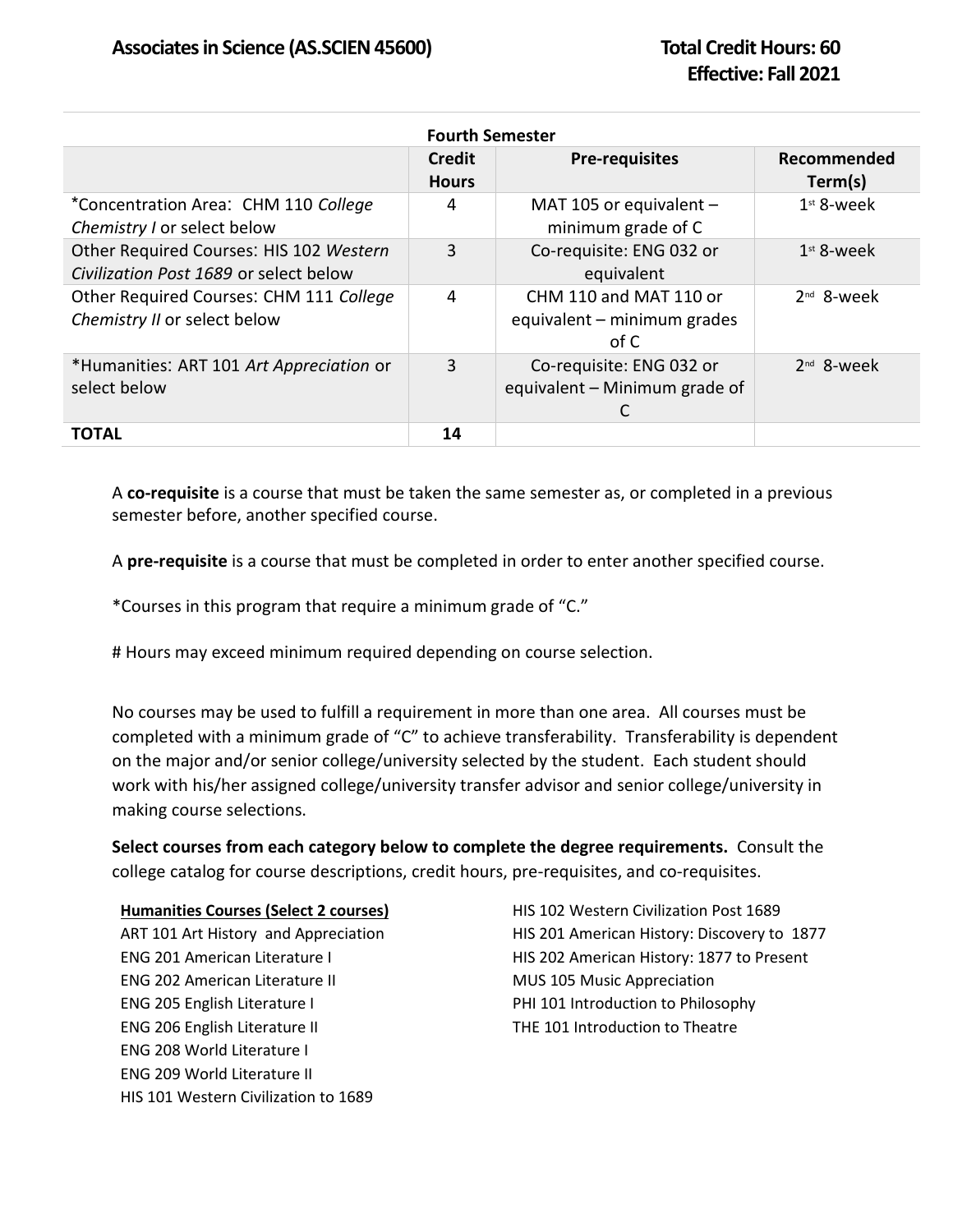**Associates in Science (AS.SCIEN 45600)** **Total Credit Hours: 60**
**Effective: Fall 2021**

| Fourth Semester | | | |
|---|---|---|---|
| | **Credit Hours** | **Pre-requisites** | **Recommended Term(s)** |
| *Concentration Area: CHM 110 *College Chemistry I* or select below | 4 | MAT 105 or equivalent – minimum grade of C | 1st 8-week |
| Other Required Courses: HIS 102 *Western Civilization Post 1689* or select below | 3 | Co-requisite: ENG 032 or equivalent | 1st 8-week |
| Other Required Courses: CHM 111 *College Chemistry II* or select below | 4 | CHM 110 and MAT 110 or equivalent – minimum grades of C | 2nd 8-week |
| *Humanities: ART 101 *Art Appreciation* or select below | 3 | Co-requisite: ENG 032 or equivalent – Minimum grade of C | 2nd 8-week |
| **TOTAL** | **14** | | |

A **co-requisite** is a course that must be taken the same semester as, or completed in a previous semester before, another specified course.

A **pre-requisite** is a course that must be completed in order to enter another specified course.

*Courses in this program that require a minimum grade of "C."

# Hours may exceed minimum required depending on course selection.

No courses may be used to fulfill a requirement in more than one area. All courses must be completed with a minimum grade of "C" to achieve transferability. Transferability is dependent on the major and/or senior college/university selected by the student. Each student should work with his/her assigned college/university transfer advisor and senior college/university in making course selections.

**Select courses from each category below to complete the degree requirements.** Consult the college catalog for course descriptions, credit hours, pre-requisites, and co-requisites.

**Humanities Courses (Select 2 courses)**

ART 101 Art History and Appreciation
ENG 201 American Literature I
ENG 202 American Literature II
ENG 205 English Literature I
ENG 206 English Literature II
ENG 208 World Literature I
ENG 209 World Literature II
HIS 101 Western Civilization to 1689
HIS 102 Western Civilization Post 1689
HIS 201 American History: Discovery to 1877
HIS 202 American History: 1877 to Present
MUS 105 Music Appreciation
PHI 101 Introduction to Philosophy
THE 101 Introduction to Theatre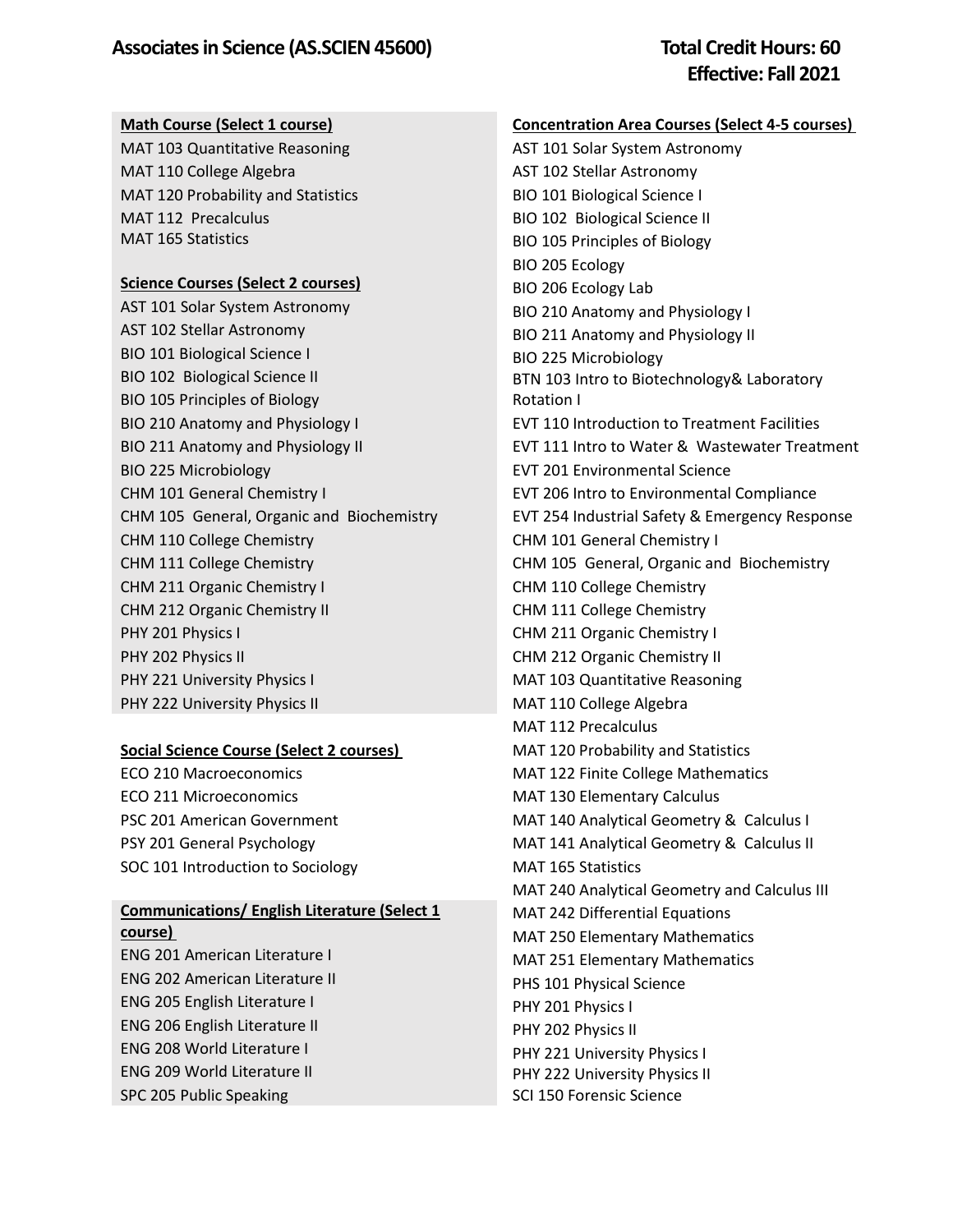# Associates in Science (AS.SCIEN 45600)

**Total Credit Hours: 60**
**Effective: Fall 2021**

**Math Course (Select 1 course)**

MAT 103 Quantitative Reasoning
MAT 110 College Algebra
MAT 120 Probability and Statistics
MAT 112 Precalculus
MAT 165 Statistics

**Science Courses (Select 2 courses)**

AST 101 Solar System Astronomy
AST 102 Stellar Astronomy
BIO 101 Biological Science I
BIO 102 Biological Science II
BIO 105 Principles of Biology
BIO 210 Anatomy and Physiology I
BIO 211 Anatomy and Physiology II
BIO 225 Microbiology
CHM 101 General Chemistry I
CHM 105 General, Organic and Biochemistry
CHM 110 College Chemistry
CHM 111 College Chemistry
CHM 211 Organic Chemistry I
CHM 212 Organic Chemistry II
PHY 201 Physics I
PHY 202 Physics II
PHY 221 University Physics I
PHY 222 University Physics II

**Social Science Course (Select 2 courses)**

ECO 210 Macroeconomics
ECO 211 Microeconomics
PSC 201 American Government
PSY 201 General Psychology
SOC 101 Introduction to Sociology

**Communications/ English Literature (Select 1 course)**

ENG 201 American Literature I
ENG 202 American Literature II
ENG 205 English Literature I
ENG 206 English Literature II
ENG 208 World Literature I
ENG 209 World Literature II
SPC 205 Public Speaking

**Concentration Area Courses (Select 4-5 courses)**

AST 101 Solar System Astronomy
AST 102 Stellar Astronomy
BIO 101 Biological Science I
BIO 102 Biological Science II
BIO 105 Principles of Biology
BIO 205 Ecology
BIO 206 Ecology Lab
BIO 210 Anatomy and Physiology I
BIO 211 Anatomy and Physiology II
BIO 225 Microbiology
BTN 103 Intro to Biotechnology& Laboratory Rotation I
EVT 110 Introduction to Treatment Facilities
EVT 111 Intro to Water & Wastewater Treatment
EVT 201 Environmental Science
EVT 206 Intro to Environmental Compliance
EVT 254 Industrial Safety & Emergency Response
CHM 101 General Chemistry I
CHM 105 General, Organic and Biochemistry
CHM 110 College Chemistry
CHM 111 College Chemistry
CHM 211 Organic Chemistry I
CHM 212 Organic Chemistry II
MAT 103 Quantitative Reasoning
MAT 110 College Algebra
MAT 112 Precalculus
MAT 120 Probability and Statistics
MAT 122 Finite College Mathematics
MAT 130 Elementary Calculus
MAT 140 Analytical Geometry & Calculus I
MAT 141 Analytical Geometry & Calculus II
MAT 165 Statistics
MAT 240 Analytical Geometry and Calculus III
MAT 242 Differential Equations
MAT 250 Elementary Mathematics
MAT 251 Elementary Mathematics
PHS 101 Physical Science
PHY 201 Physics I
PHY 202 Physics II
PHY 221 University Physics I
PHY 222 University Physics II
SCI 150 Forensic Science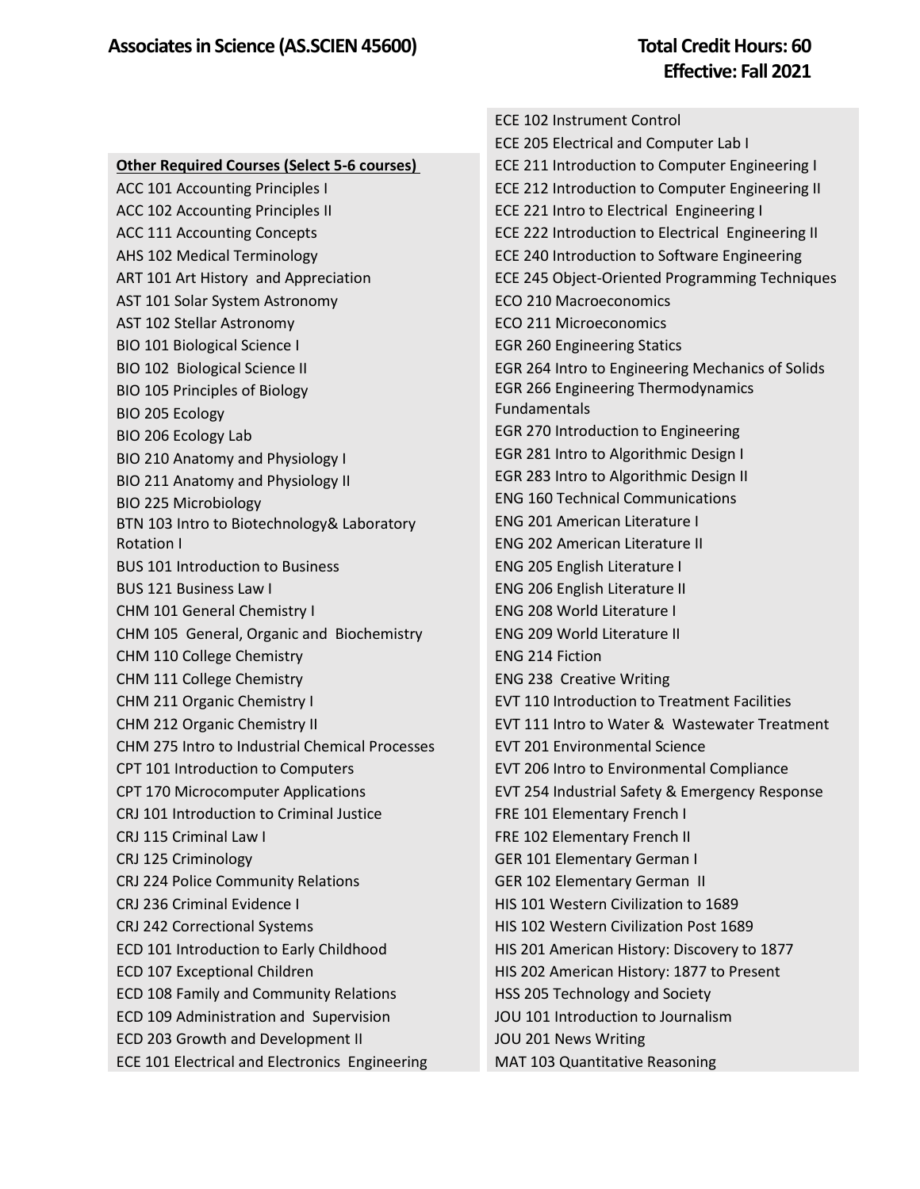# Associates in Science (AS.SCIEN 45600)

**Total Credit Hours: 60**
**Effective: Fall 2021**

**Other Required Courses (Select 5-6 courses)**

ACC 101 Accounting Principles I
ACC 102 Accounting Principles II
ACC 111 Accounting Concepts
AHS 102 Medical Terminology
ART 101 Art History and Appreciation
AST 101 Solar System Astronomy
AST 102 Stellar Astronomy
BIO 101 Biological Science I
BIO 102 Biological Science II
BIO 105 Principles of Biology
BIO 205 Ecology
BIO 206 Ecology Lab
BIO 210 Anatomy and Physiology I
BIO 211 Anatomy and Physiology II
BIO 225 Microbiology
BTN 103 Intro to Biotechnology& Laboratory Rotation I
BUS 101 Introduction to Business
BUS 121 Business Law I
CHM 101 General Chemistry I
CHM 105 General, Organic and Biochemistry
CHM 110 College Chemistry
CHM 111 College Chemistry
CHM 211 Organic Chemistry I
CHM 212 Organic Chemistry II
CHM 275 Intro to Industrial Chemical Processes
CPT 101 Introduction to Computers
CPT 170 Microcomputer Applications
CRJ 101 Introduction to Criminal Justice
CRJ 115 Criminal Law I
CRJ 125 Criminology
CRJ 224 Police Community Relations
CRJ 236 Criminal Evidence I
CRJ 242 Correctional Systems
ECD 101 Introduction to Early Childhood
ECD 107 Exceptional Children
ECD 108 Family and Community Relations
ECD 109 Administration and Supervision
ECD 203 Growth and Development II
ECE 101 Electrical and Electronics Engineering
ECE 102 Instrument Control
ECE 205 Electrical and Computer Lab I
ECE 211 Introduction to Computer Engineering I
ECE 212 Introduction to Computer Engineering II
ECE 221 Intro to Electrical Engineering I
ECE 222 Introduction to Electrical Engineering II
ECE 240 Introduction to Software Engineering
ECE 245 Object-Oriented Programming Techniques
ECO 210 Macroeconomics
ECO 211 Microeconomics
EGR 260 Engineering Statics
EGR 264 Intro to Engineering Mechanics of Solids
EGR 266 Engineering Thermodynamics Fundamentals
EGR 270 Introduction to Engineering
EGR 281 Intro to Algorithmic Design I
EGR 283 Intro to Algorithmic Design II
ENG 160 Technical Communications
ENG 201 American Literature I
ENG 202 American Literature II
ENG 205 English Literature I
ENG 206 English Literature II
ENG 208 World Literature I
ENG 209 World Literature II
ENG 214 Fiction
ENG 238 Creative Writing
EVT 110 Introduction to Treatment Facilities
EVT 111 Intro to Water & Wastewater Treatment
EVT 201 Environmental Science
EVT 206 Intro to Environmental Compliance
EVT 254 Industrial Safety & Emergency Response
FRE 101 Elementary French I
FRE 102 Elementary French II
GER 101 Elementary German I
GER 102 Elementary German II
HIS 101 Western Civilization to 1689
HIS 102 Western Civilization Post 1689
HIS 201 American History: Discovery to 1877
HIS 202 American History: 1877 to Present
HSS 205 Technology and Society
JOU 101 Introduction to Journalism
JOU 201 News Writing
MAT 103 Quantitative Reasoning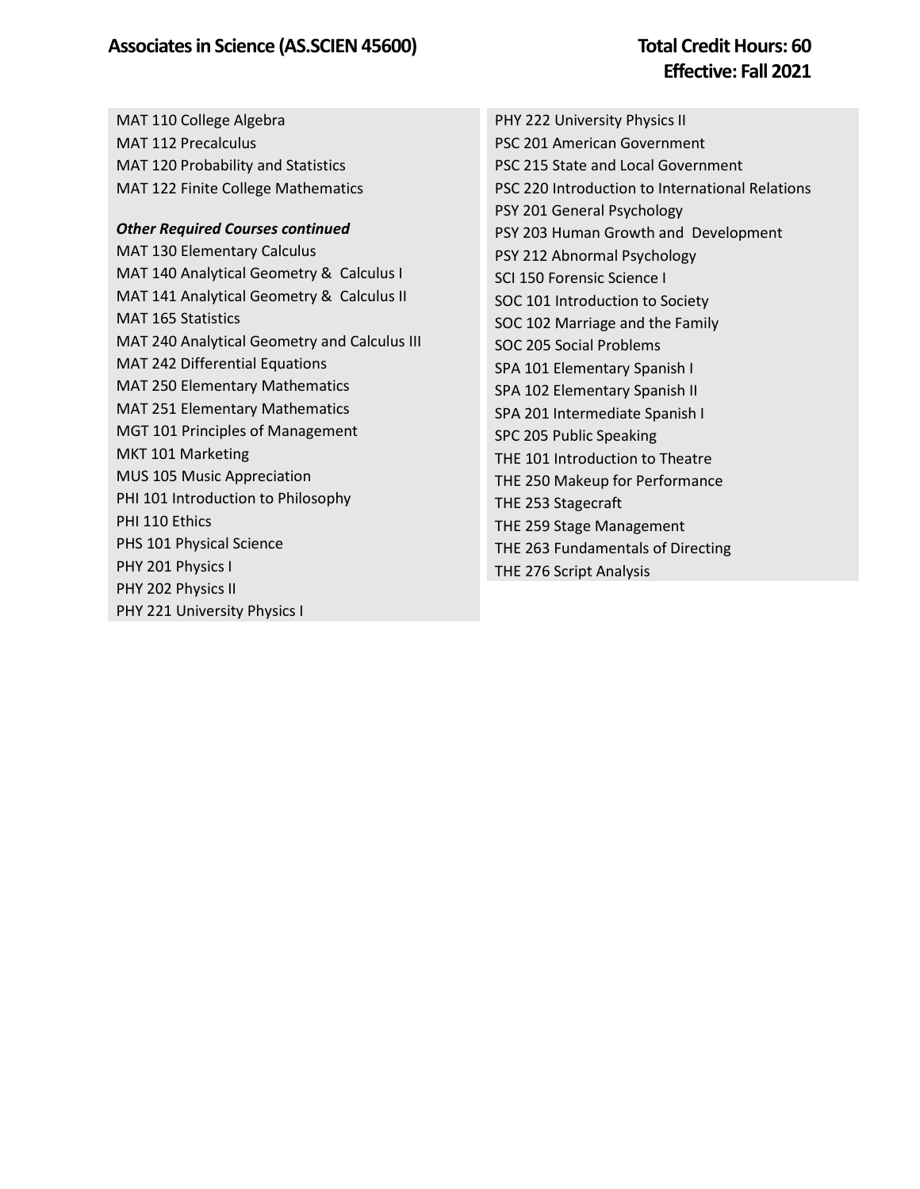# Associates in Science (AS.SCIEN 45600)

**Total Credit Hours: 60**
**Effective: Fall 2021**

MAT 110 College Algebra
MAT 112 Precalculus
MAT 120 Probability and Statistics
MAT 122 Finite College Mathematics

***Other Required Courses continued***

MAT 130 Elementary Calculus
MAT 140 Analytical Geometry & Calculus I
MAT 141 Analytical Geometry & Calculus II
MAT 165 Statistics
MAT 240 Analytical Geometry and Calculus III
MAT 242 Differential Equations
MAT 250 Elementary Mathematics
MAT 251 Elementary Mathematics
MGT 101 Principles of Management
MKT 101 Marketing
MUS 105 Music Appreciation
PHI 101 Introduction to Philosophy
PHI 110 Ethics
PHS 101 Physical Science
PHY 201 Physics I
PHY 202 Physics II
PHY 221 University Physics I
PHY 222 University Physics II
PSC 201 American Government
PSC 215 State and Local Government
PSC 220 Introduction to International Relations
PSY 201 General Psychology
PSY 203 Human Growth and Development
PSY 212 Abnormal Psychology
SCI 150 Forensic Science I
SOC 101 Introduction to Society
SOC 102 Marriage and the Family
SOC 205 Social Problems
SPA 101 Elementary Spanish I
SPA 102 Elementary Spanish II
SPA 201 Intermediate Spanish I
SPC 205 Public Speaking
THE 101 Introduction to Theatre
THE 250 Makeup for Performance
THE 253 Stagecraft
THE 259 Stage Management
THE 263 Fundamentals of Directing
THE 276 Script Analysis